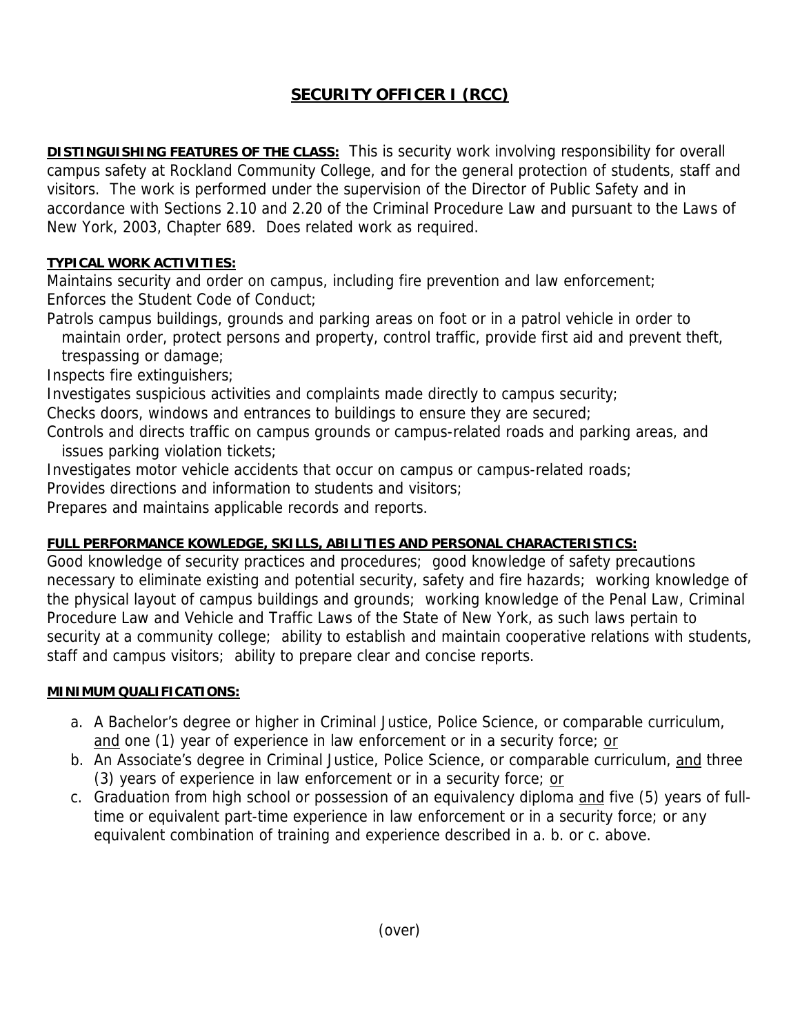# SECURITY OFFICER I (RCC)

**DISTINGUISHING FEATURES OF THE CLASS:** This is security work involving responsibility for overall campus safety at Rockland Community College, and for the general protection of students, staff and visitors. The work is performed under the supervision of the Director of Public Safety and in accordance with Sections 2.10 and 2.20 of the Criminal Procedure Law and pursuant to the Laws of New York, 2003, Chapter 689. Does related work as required.

**TYPICAL WORK ACTIVITIES:**

Maintains security and order on campus, including fire prevention and law enforcement;
Enforces the Student Code of Conduct;
Patrols campus buildings, grounds and parking areas on foot or in a patrol vehicle in order to maintain order, protect persons and property, control traffic, provide first aid and prevent theft, trespassing or damage;
Inspects fire extinguishers;
Investigates suspicious activities and complaints made directly to campus security;
Checks doors, windows and entrances to buildings to ensure they are secured;
Controls and directs traffic on campus grounds or campus-related roads and parking areas, and issues parking violation tickets;
Investigates motor vehicle accidents that occur on campus or campus-related roads;
Provides directions and information to students and visitors;
Prepares and maintains applicable records and reports.

**FULL PERFORMANCE KOWLEDGE, SKILLS, ABILITIES AND PERSONAL CHARACTERISTICS:**

Good knowledge of security practices and procedures; good knowledge of safety precautions necessary to eliminate existing and potential security, safety and fire hazards; working knowledge of the physical layout of campus buildings and grounds; working knowledge of the Penal Law, Criminal Procedure Law and Vehicle and Traffic Laws of the State of New York, as such laws pertain to security at a community college; ability to establish and maintain cooperative relations with students, staff and campus visitors; ability to prepare clear and concise reports.

**MINIMUM QUALIFICATIONS:**

a. A Bachelor's degree or higher in Criminal Justice, Police Science, or comparable curriculum, and one (1) year of experience in law enforcement or in a security force; or
b. An Associate's degree in Criminal Justice, Police Science, or comparable curriculum, and three (3) years of experience in law enforcement or in a security force; or
c. Graduation from high school or possession of an equivalency diploma and five (5) years of full-time or equivalent part-time experience in law enforcement or in a security force; or any equivalent combination of training and experience described in a. b. or c. above.

(over)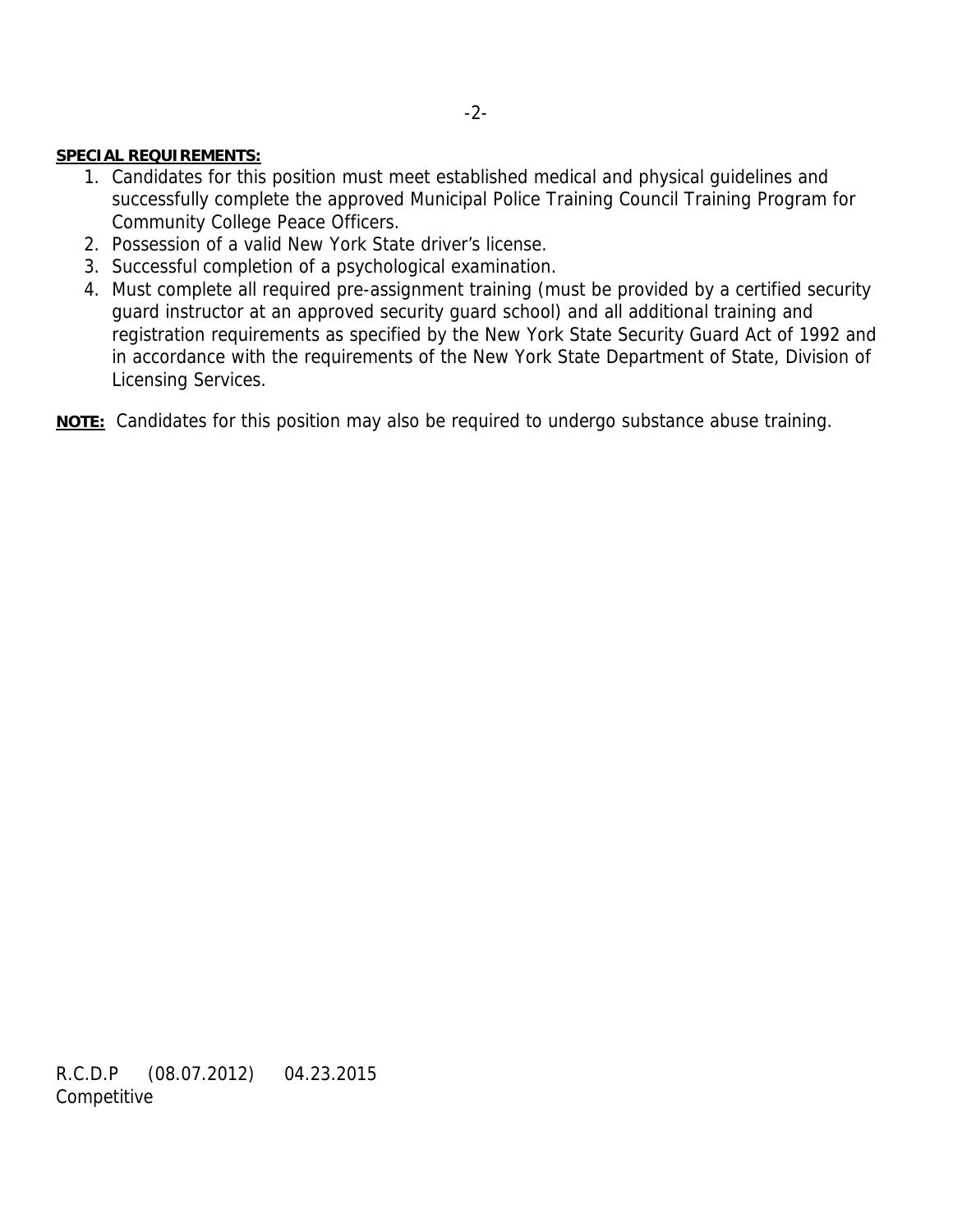**SPECIAL REQUIREMENTS:**

1. Candidates for this position must meet established medical and physical guidelines and successfully complete the approved Municipal Police Training Council Training Program for Community College Peace Officers.
2. Possession of a valid New York State driver's license.
3. Successful completion of a psychological examination.
4. Must complete all required pre-assignment training (must be provided by a certified security guard instructor at an approved security guard school) and all additional training and registration requirements as specified by the New York State Security Guard Act of 1992 and in accordance with the requirements of the New York State Department of State, Division of Licensing Services.

**NOTE:** Candidates for this position may also be required to undergo substance abuse training.

R.C.D.P (08.07.2012) 04.23.2015
Competitive